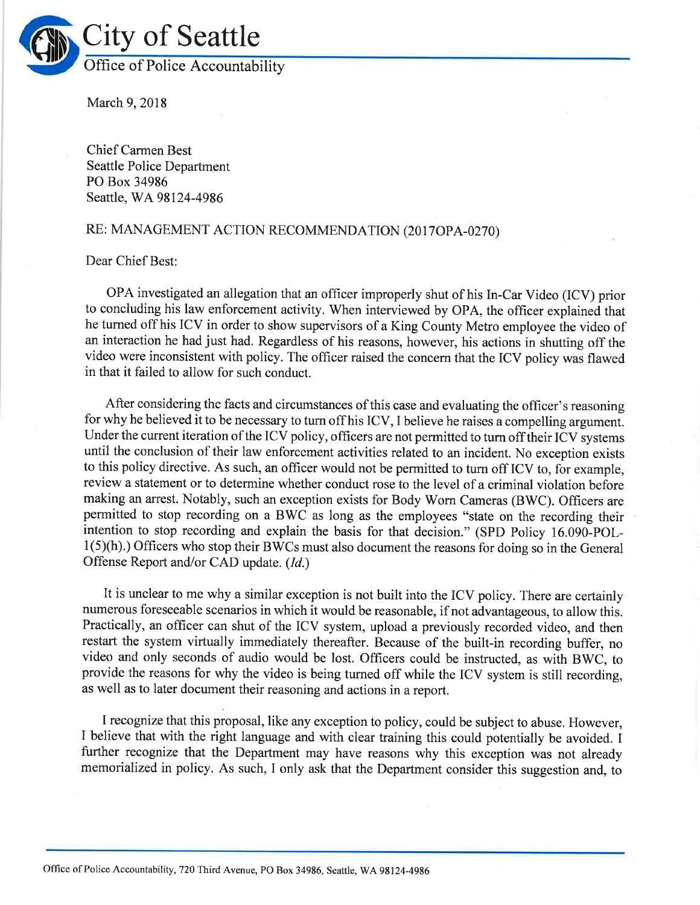# City of Seattle

## Office of Police Accountability

March 9, 2018

Chief Carmen Best
Seattle Police Department
PO Box 34986
Seattle, WA 98124-4986

RE: MANAGEMENT ACTION RECOMMENDATION (2017OPA-0270)

Dear Chief Best:

OPA investigated an allegation that an officer improperly shut of his In-Car Video (ICV) prior to concluding his law enforcement activity. When interviewed by OPA, the officer explained that he turned off his ICV in order to show supervisors of a King County Metro employee the video of an interaction he had just had. Regardless of his reasons, however, his actions in shutting off the video were inconsistent with policy. The officer raised the concern that the ICV policy was flawed in that it failed to allow for such conduct.

After considering the facts and circumstances of this case and evaluating the officer's reasoning for why he believed it to be necessary to turn off his ICV, I believe he raises a compelling argument. Under the current iteration of the ICV policy, officers are not permitted to turn off their ICV systems until the conclusion of their law enforcement activities related to an incident. No exception exists to this policy directive. As such, an officer would not be permitted to turn off ICV to, for example, review a statement or to determine whether conduct rose to the level of a criminal violation before making an arrest. Notably, such an exception exists for Body Worn Cameras (BWC). Officers are permitted to stop recording on a BWC as long as the employees "state on the recording their intention to stop recording and explain the basis for that decision." (SPD Policy 16.090-POL-1(5)(h).) Officers who stop their BWCs must also document the reasons for doing so in the General Offense Report and/or CAD update. (*Id.*)

It is unclear to me why a similar exception is not built into the ICV policy. There are certainly numerous foreseeable scenarios in which it would be reasonable, if not advantageous, to allow this. Practically, an officer can shut of the ICV system, upload a previously recorded video, and then restart the system virtually immediately thereafter. Because of the built-in recording buffer, no video and only seconds of audio would be lost. Officers could be instructed, as with BWC, to provide the reasons for why the video is being turned off while the ICV system is still recording, as well as to later document their reasoning and actions in a report.

I recognize that this proposal, like any exception to policy, could be subject to abuse. However, I believe that with the right language and with clear training this could potentially be avoided. I further recognize that the Department may have reasons why this exception was not already memorialized in policy. As such, I only ask that the Department consider this suggestion and, to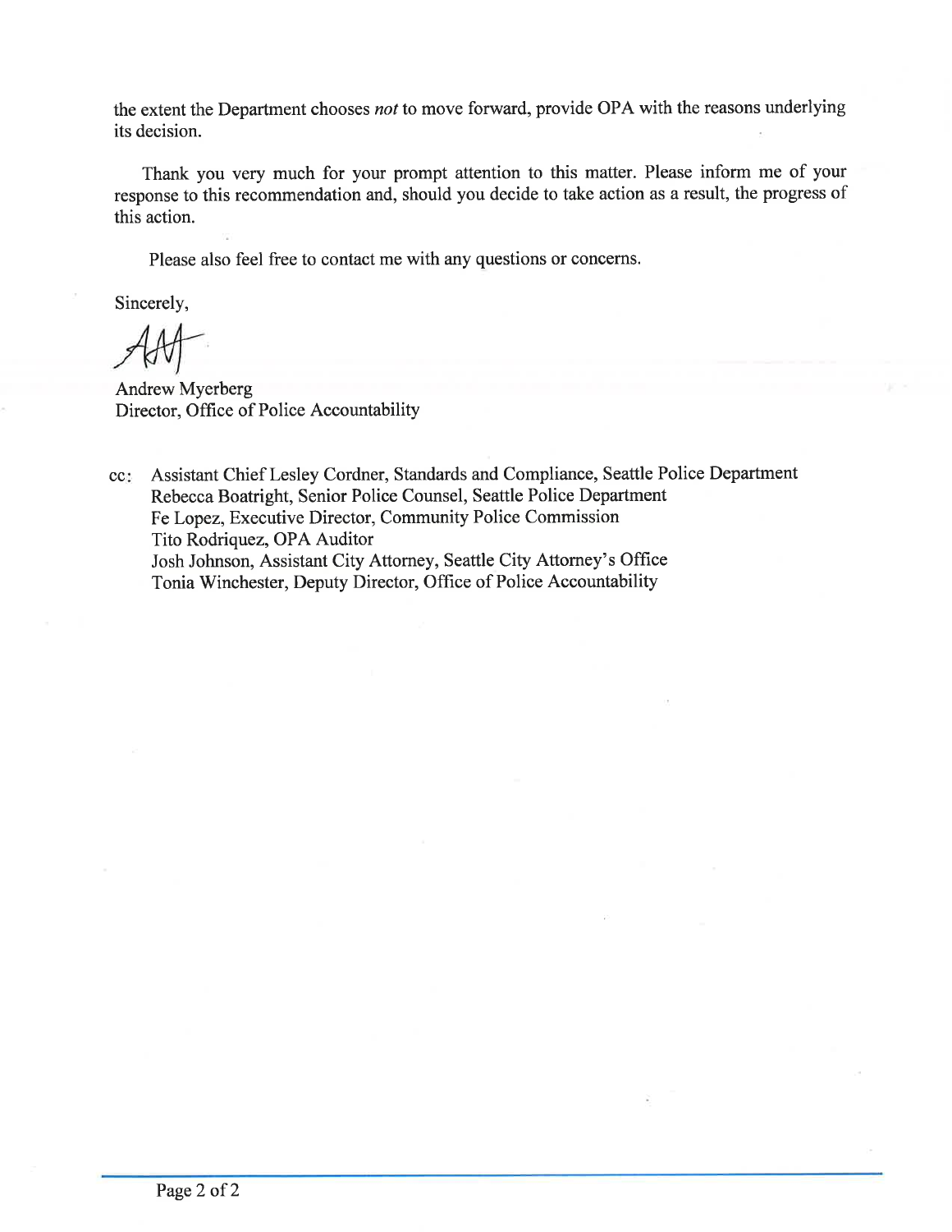the extent the Department chooses *not* to move forward, provide OPA with the reasons underlying its decision.

Thank you very much for your prompt attention to this matter. Please inform me of your response to this recommendation and, should you decide to take action as a result, the progress of this action.

Please also feel free to contact me with any questions or concerns.

Sincerely,

Andrew Myerberg
Director, Office of Police Accountability

cc: Assistant Chief Lesley Cordner, Standards and Compliance, Seattle Police Department
Rebecca Boatright, Senior Police Counsel, Seattle Police Department
Fe Lopez, Executive Director, Community Police Commission
Tito Rodriquez, OPA Auditor
Josh Johnson, Assistant City Attorney, Seattle City Attorney's Office
Tonia Winchester, Deputy Director, Office of Police Accountability